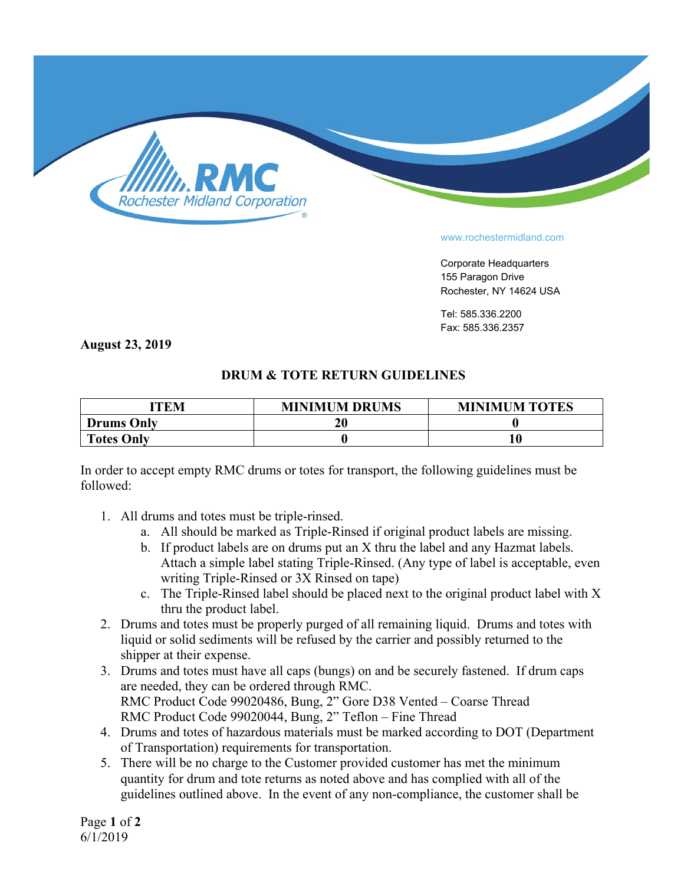www.rochestermidland.com

Corporate Headquarters
155 Paragon Drive
Rochester, NY 14624 USA

Tel: 585.336.2200
Fax: 585.336.2357

**August 23, 2019**

## DRUM & TOTE RETURN GUIDELINES

| ITEM | MINIMUM DRUMS | MINIMUM TOTES |
|---|---|---|
| **Drums Only** | **20** | **0** |
| **Totes Only** | **0** | **10** |

In order to accept empty RMC drums or totes for transport, the following guidelines must be followed:

1. All drums and totes must be triple-rinsed.
   a. All should be marked as Triple-Rinsed if original product labels are missing.
   b. If product labels are on drums put an X thru the label and any Hazmat labels. Attach a simple label stating Triple-Rinsed. (Any type of label is acceptable, even writing Triple-Rinsed or 3X Rinsed on tape)
   c. The Triple-Rinsed label should be placed next to the original product label with X thru the product label.
2. Drums and totes must be properly purged of all remaining liquid. Drums and totes with liquid or solid sediments will be refused by the carrier and possibly returned to the shipper at their expense.
3. Drums and totes must have all caps (bungs) on and be securely fastened. If drum caps are needed, they can be ordered through RMC.
   RMC Product Code 99020486, Bung, 2" Gore D38 Vented – Coarse Thread
   RMC Product Code 99020044, Bung, 2" Teflon – Fine Thread
4. Drums and totes of hazardous materials must be marked according to DOT (Department of Transportation) requirements for transportation.
5. There will be no charge to the Customer provided customer has met the minimum quantity for drum and tote returns as noted above and has complied with all of the guidelines outlined above. In the event of any non-compliance, the customer shall be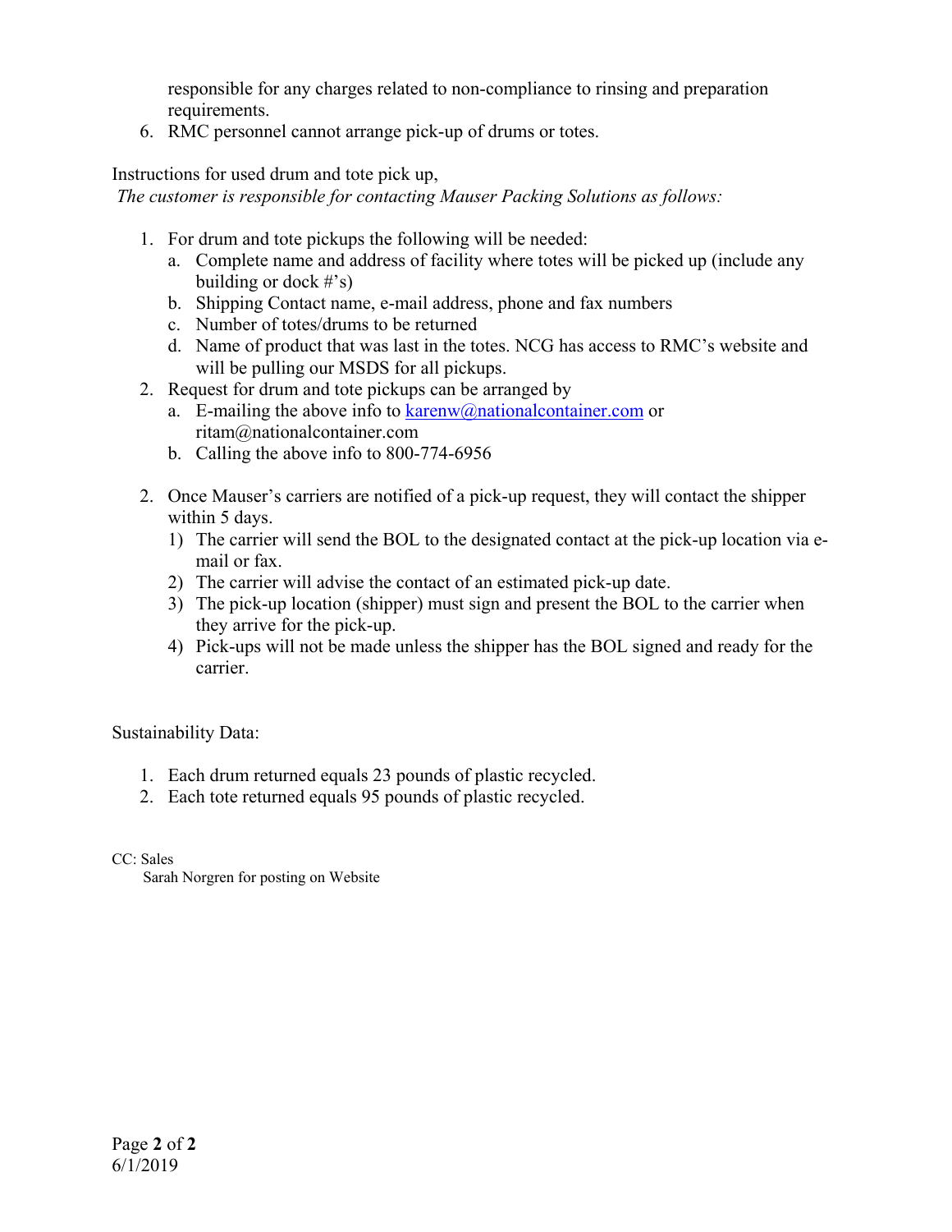responsible for any charges related to non-compliance to rinsing and preparation requirements.

6. RMC personnel cannot arrange pick-up of drums or totes.

Instructions for used drum and tote pick up,
*The customer is responsible for contacting Mauser Packing Solutions as follows:*

1. For drum and tote pickups the following will be needed:
   a. Complete name and address of facility where totes will be picked up (include any building or dock #'s)
   b. Shipping Contact name, e-mail address, phone and fax numbers
   c. Number of totes/drums to be returned
   d. Name of product that was last in the totes. NCG has access to RMC's website and will be pulling our MSDS for all pickups.
2. Request for drum and tote pickups can be arranged by
   a. E-mailing the above info to karenw@nationalcontainer.com or ritam@nationalcontainer.com
   b. Calling the above info to 800-774-6956

2. Once Mauser's carriers are notified of a pick-up request, they will contact the shipper within 5 days.
   1) The carrier will send the BOL to the designated contact at the pick-up location via e-mail or fax.
   2) The carrier will advise the contact of an estimated pick-up date.
   3) The pick-up location (shipper) must sign and present the BOL to the carrier when they arrive for the pick-up.
   4) Pick-ups will not be made unless the shipper has the BOL signed and ready for the carrier.

Sustainability Data:

1. Each drum returned equals 23 pounds of plastic recycled.
2. Each tote returned equals 95 pounds of plastic recycled.

CC: Sales
Sarah Norgren for posting on Website

6/1/2019